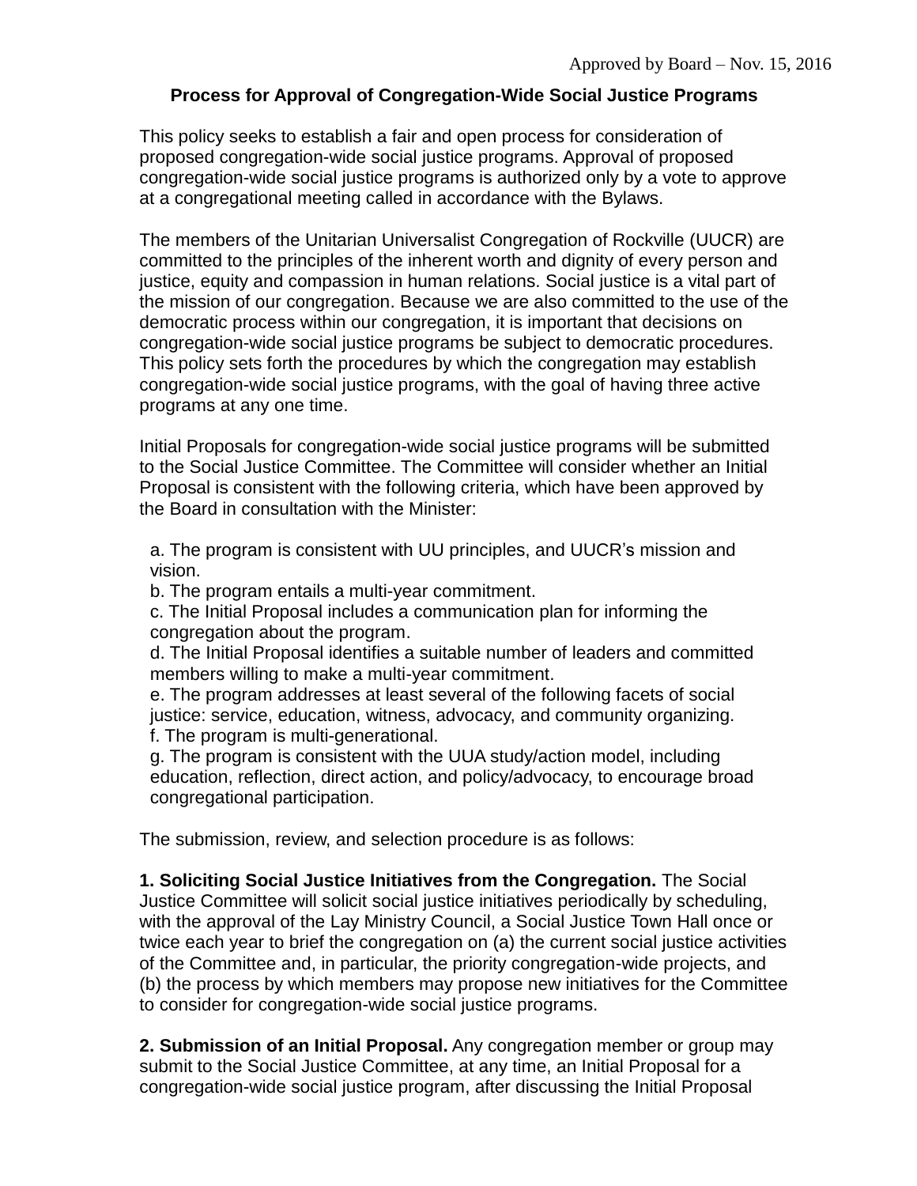Approved by Board – Nov. 15, 2016

# Process for Approval of Congregation-Wide Social Justice Programs

This policy seeks to establish a fair and open process for consideration of proposed congregation-wide social justice programs. Approval of proposed congregation-wide social justice programs is authorized only by a vote to approve at a congregational meeting called in accordance with the Bylaws.

The members of the Unitarian Universalist Congregation of Rockville (UUCR) are committed to the principles of the inherent worth and dignity of every person and justice, equity and compassion in human relations. Social justice is a vital part of the mission of our congregation. Because we are also committed to the use of the democratic process within our congregation, it is important that decisions on congregation-wide social justice programs be subject to democratic procedures. This policy sets forth the procedures by which the congregation may establish congregation-wide social justice programs, with the goal of having three active programs at any one time.

Initial Proposals for congregation-wide social justice programs will be submitted to the Social Justice Committee. The Committee will consider whether an Initial Proposal is consistent with the following criteria, which have been approved by the Board in consultation with the Minister:

a. The program is consistent with UU principles, and UUCR's mission and vision.
b. The program entails a multi-year commitment.
c. The Initial Proposal includes a communication plan for informing the congregation about the program.
d. The Initial Proposal identifies a suitable number of leaders and committed members willing to make a multi-year commitment.
e. The program addresses at least several of the following facets of social justice: service, education, witness, advocacy, and community organizing.
f. The program is multi-generational.
g. The program is consistent with the UUA study/action model, including education, reflection, direct action, and policy/advocacy, to encourage broad congregational participation.

The submission, review, and selection procedure is as follows:

**1. Soliciting Social Justice Initiatives from the Congregation.** The Social Justice Committee will solicit social justice initiatives periodically by scheduling, with the approval of the Lay Ministry Council, a Social Justice Town Hall once or twice each year to brief the congregation on (a) the current social justice activities of the Committee and, in particular, the priority congregation-wide projects, and (b) the process by which members may propose new initiatives for the Committee to consider for congregation-wide social justice programs.

**2. Submission of an Initial Proposal.** Any congregation member or group may submit to the Social Justice Committee, at any time, an Initial Proposal for a congregation-wide social justice program, after discussing the Initial Proposal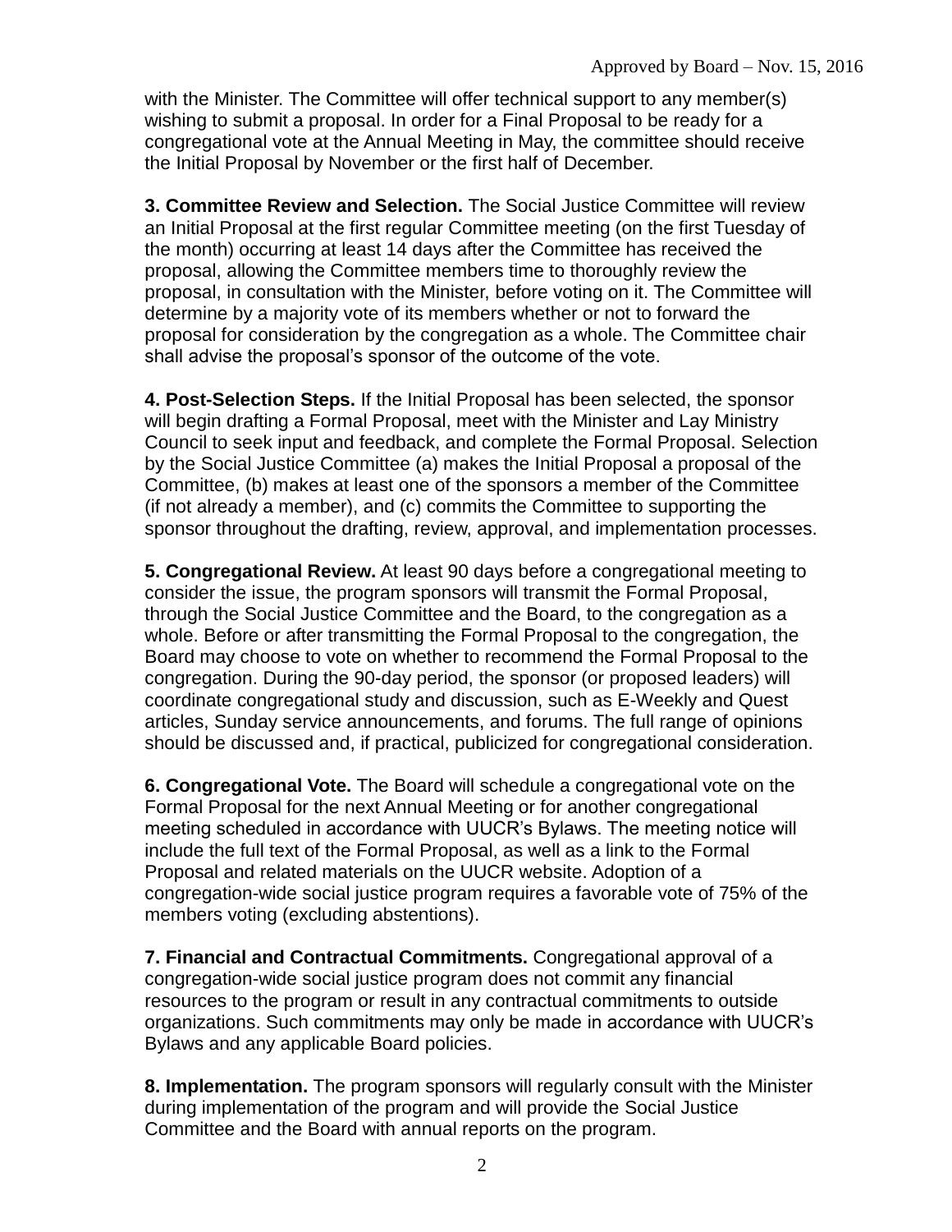with the Minister. The Committee will offer technical support to any member(s) wishing to submit a proposal. In order for a Final Proposal to be ready for a congregational vote at the Annual Meeting in May, the committee should receive the Initial Proposal by November or the first half of December.

**3. Committee Review and Selection.** The Social Justice Committee will review an Initial Proposal at the first regular Committee meeting (on the first Tuesday of the month) occurring at least 14 days after the Committee has received the proposal, allowing the Committee members time to thoroughly review the proposal, in consultation with the Minister, before voting on it. The Committee will determine by a majority vote of its members whether or not to forward the proposal for consideration by the congregation as a whole. The Committee chair shall advise the proposal's sponsor of the outcome of the vote.

**4. Post-Selection Steps.** If the Initial Proposal has been selected, the sponsor will begin drafting a Formal Proposal, meet with the Minister and Lay Ministry Council to seek input and feedback, and complete the Formal Proposal. Selection by the Social Justice Committee (a) makes the Initial Proposal a proposal of the Committee, (b) makes at least one of the sponsors a member of the Committee (if not already a member), and (c) commits the Committee to supporting the sponsor throughout the drafting, review, approval, and implementation processes.

**5. Congregational Review.** At least 90 days before a congregational meeting to consider the issue, the program sponsors will transmit the Formal Proposal, through the Social Justice Committee and the Board, to the congregation as a whole. Before or after transmitting the Formal Proposal to the congregation, the Board may choose to vote on whether to recommend the Formal Proposal to the congregation. During the 90-day period, the sponsor (or proposed leaders) will coordinate congregational study and discussion, such as E-Weekly and Quest articles, Sunday service announcements, and forums. The full range of opinions should be discussed and, if practical, publicized for congregational consideration.

**6. Congregational Vote.** The Board will schedule a congregational vote on the Formal Proposal for the next Annual Meeting or for another congregational meeting scheduled in accordance with UUCR's Bylaws. The meeting notice will include the full text of the Formal Proposal, as well as a link to the Formal Proposal and related materials on the UUCR website. Adoption of a congregation-wide social justice program requires a favorable vote of 75% of the members voting (excluding abstentions).

**7. Financial and Contractual Commitments.** Congregational approval of a congregation-wide social justice program does not commit any financial resources to the program or result in any contractual commitments to outside organizations. Such commitments may only be made in accordance with UUCR's Bylaws and any applicable Board policies.

**8. Implementation.** The program sponsors will regularly consult with the Minister during implementation of the program and will provide the Social Justice Committee and the Board with annual reports on the program.